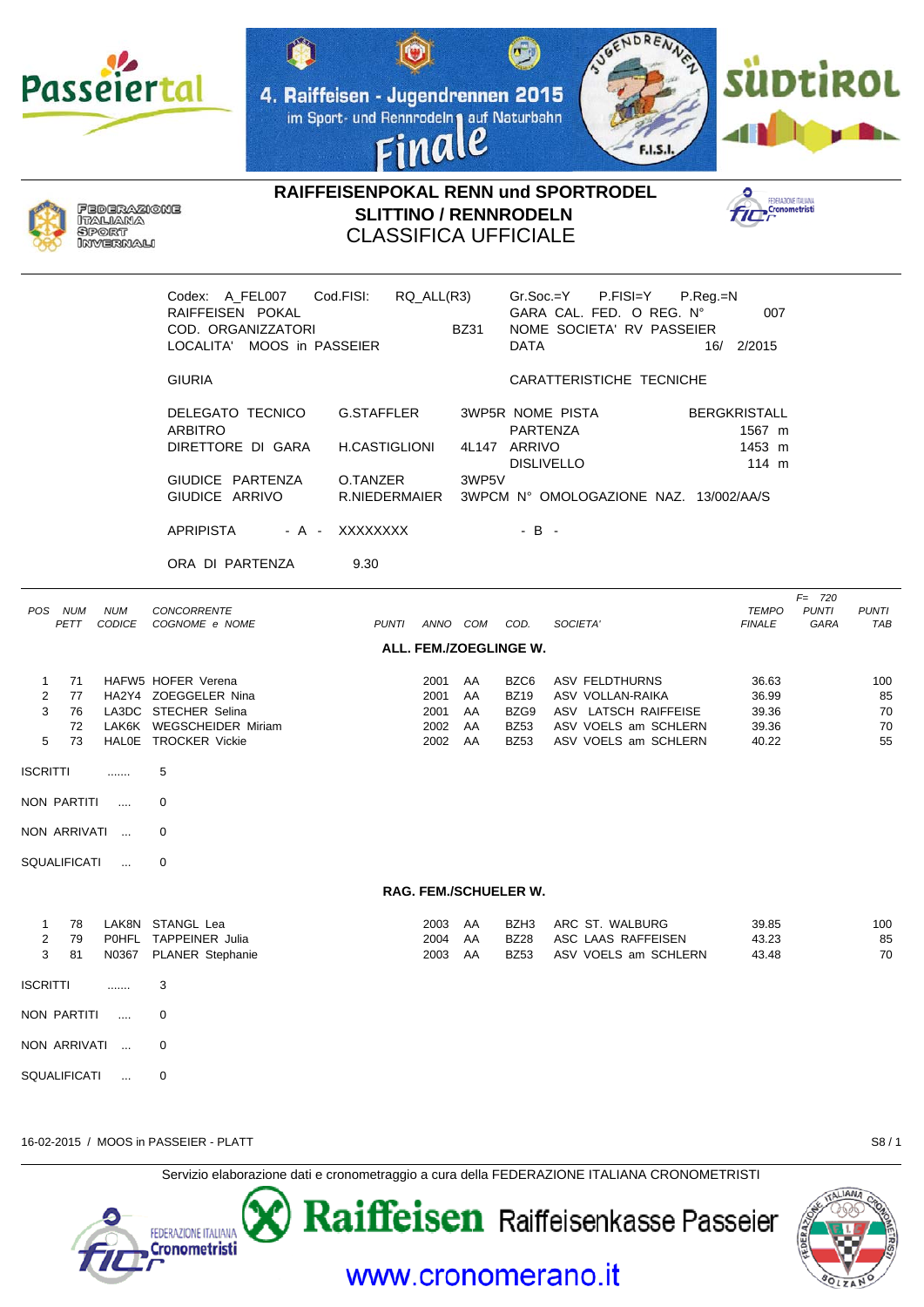4. Raiffeisen - Jugendrennen 2015
im Sport- und Rennrodeln auf Naturbahn
Finale

# RAIFFEISENPOKAL RENN und SPORTRODEL
## SLITTINO / RENNRODELN
## CLASSIFICA UFFICIALE

Codex: A_FEL007 Cod.FISI: RQ_ALL(R3)
RAIFFEISEN POKAL
COD. ORGANIZZATORI BZ31
LOCALITA' MOOS in PASSEIER

Gr.Soc.=Y P.FISI=Y P.Reg.=N
GARA CAL. FED. O REG. N° 007
NOME SOCIETA' RV PASSEIER
DATA 16/ 2/2015

GIURIA

| | | |
|---|---|---|
| DELEGATO TECNICO | G.STAFFLER | 3WP5R |
| ARBITRO | | |
| DIRETTORE DI GARA | H.CASTIGLIONI | 4L147 |
| GIUDICE PARTENZA | O.TANZER | 3WP5V |
| GIUDICE ARRIVO | R.NIEDERMAIER | 3WPCM |

CARATTERISTICHE TECNICHE

| | |
|---|---|
| NOME PISTA | BERGKRISTALL |
| PARTENZA | 1567 m |
| ARRIVO | 1453 m |
| DISLIVELLO | 114 m |
| N° OMOLOGAZIONE NAZ. | 13/002/AA/S |

APRIPISTA - A - XXXXXXXX - B -

ORA DI PARTENZA 9.30

### ALL. FEM./ZOEGLINGE W.

| POS | NUM PETT | NUM CODICE | CONCORRENTE COGNOME e NOME | PUNTI | ANNO | COM | COD. | SOCIETA' | TEMPO FINALE | F= 720 PUNTI GARA | PUNTI TAB |
|---|---|---|---|---|---|---|---|---|---|---|---|
| 1 | 71 | HAFW5 | HOFER Verena | | 2001 | AA | BZC6 | ASV FELDTHURNS | 36.63 | | 100 |
| 2 | 77 | HA2Y4 | ZOEGGELER Nina | | 2001 | AA | BZ19 | ASV VOLLAN-RAIKA | 36.99 | | 85 |
| 3 | 76 | LA3DC | STECHER Selina | | 2001 | AA | BZG9 | ASV LATSCH RAIFFEISE | 39.36 | | 70 |
| | 72 | LAK6K | WEGSCHEIDER Miriam | | 2002 | AA | BZ53 | ASV VOELS am SCHLERN | 39.36 | | 70 |
| 5 | 73 | HAL0E | TROCKER Vickie | | 2002 | AA | BZ53 | ASV VOELS am SCHLERN | 40.22 | | 55 |

ISCRITTI ....... 5

NON PARTITI .... 0

NON ARRIVATI ... 0

SQUALIFICATI ... 0

### RAG. FEM./SCHUELER W.

| POS | NUM PETT | NUM CODICE | CONCORRENTE COGNOME e NOME | PUNTI | ANNO | COM | COD. | SOCIETA' | TEMPO FINALE | PUNTI GARA | PUNTI TAB |
|---|---|---|---|---|---|---|---|---|---|---|---|
| 1 | 78 | LAK8N | STANGL Lea | | 2003 | AA | BZH3 | ARC ST. WALBURG | 39.85 | | 100 |
| 2 | 79 | P0HFL | TAPPEINER Julia | | 2004 | AA | BZ28 | ASC LAAS RAFFEISEN | 43.23 | | 85 |
| 3 | 81 | N0367 | PLANER Stephanie | | 2003 | AA | BZ53 | ASV VOELS am SCHLERN | 43.48 | | 70 |

ISCRITTI ....... 3

NON PARTITI .... 0

NON ARRIVATI ... 0

SQUALIFICATI ... 0

16-02-2015 / MOOS in PASSEIER - PLATT

Servizio elaborazione dati e cronometraggio a cura della FEDERAZIONE ITALIANA CRONOMETRISTI

Raiffeisen Raiffeisenkasse Passeier

www.cronomerano.it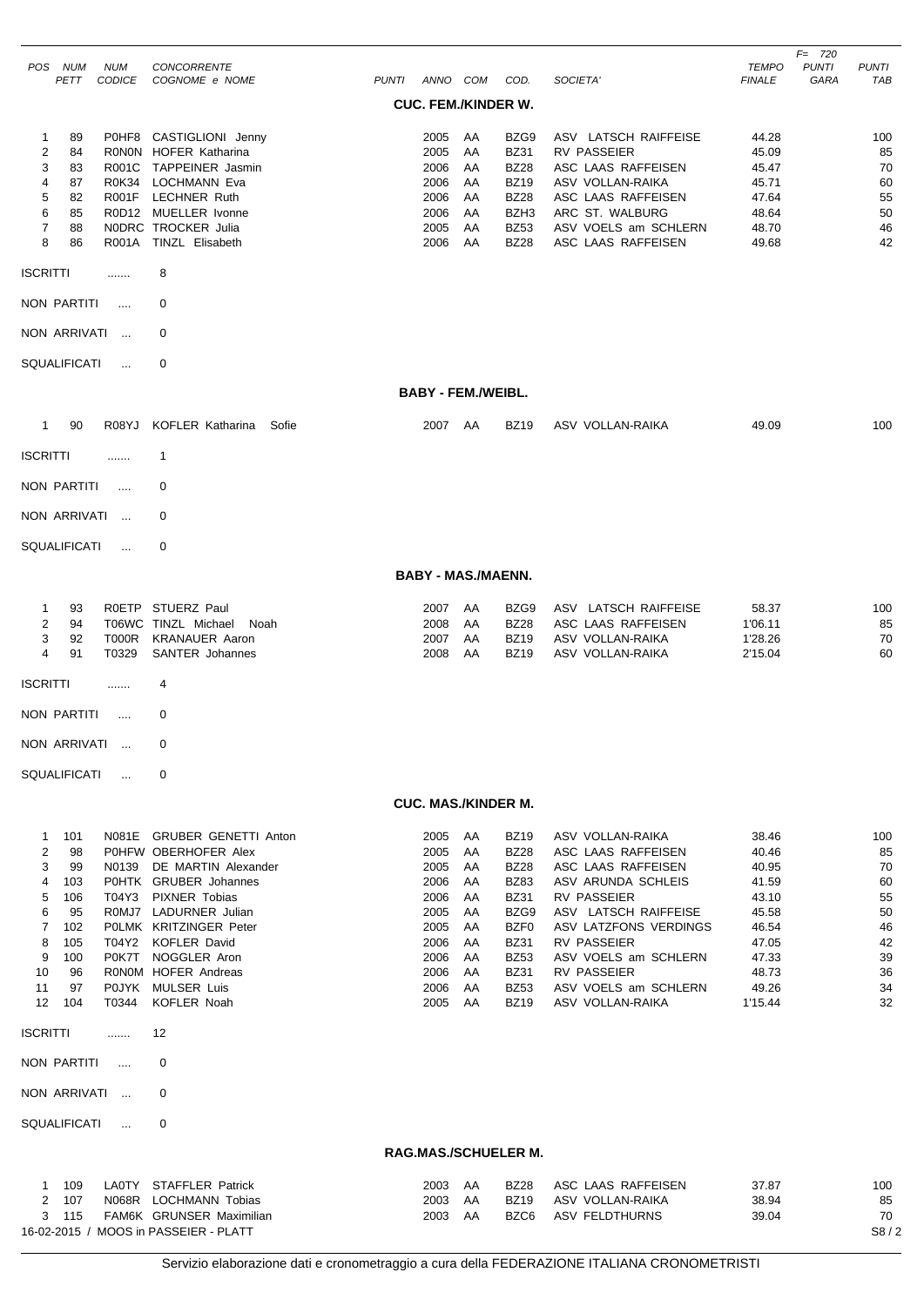| POS | NUM PETT | NUM CODICE | CONCORRENTE COGNOME e NOME | PUNTI | ANNO | COM | COD. | SOCIETA' | TEMPO FINALE | F= 720 PUNTI GARA | PUNTI TAB |
|---|---|---|---|---|---|---|---|---|---|---|---|

## CUC. FEM./KINDER W.

| POS | NUM PETT | NUM CODICE | CONCORRENTE COGNOME e NOME | PUNTI | ANNO | COM | COD. | SOCIETA' | TEMPO FINALE | PUNTI GARA | PUNTI TAB |
|---|---|---|---|---|---|---|---|---|---|---|---|
| 1 | 89 | P0HF8 | CASTIGLIONI Jenny | | 2005 | AA | BZG9 | ASV LATSCH RAIFFEISE | 44.28 | | 100 |
| 2 | 84 | R0N0N | HOFER Katharina | | 2005 | AA | BZ31 | RV PASSEIER | 45.09 | | 85 |
| 3 | 83 | R001C | TAPPEINER Jasmin | | 2006 | AA | BZ28 | ASC LAAS RAFFEISEN | 45.47 | | 70 |
| 4 | 87 | R0K34 | LOCHMANN Eva | | 2006 | AA | BZ19 | ASV VOLLAN-RAIKA | 45.71 | | 60 |
| 5 | 82 | R001F | LECHNER Ruth | | 2006 | AA | BZ28 | ASC LAAS RAFFEISEN | 47.64 | | 55 |
| 6 | 85 | R0D12 | MUELLER Ivonne | | 2006 | AA | BZH3 | ARC ST. WALBURG | 48.64 | | 50 |
| 7 | 88 | N0DRC | TROCKER Julia | | 2005 | AA | BZ53 | ASV VOELS am SCHLERN | 48.70 | | 46 |
| 8 | 86 | R001A | TINZL Elisabeth | | 2006 | AA | BZ28 | ASC LAAS RAFFEISEN | 49.68 | | 42 |

ISCRITTI ....... 8

NON PARTITI .... 0

NON ARRIVATI ... 0

SQUALIFICATI ... 0

## BABY - FEM./WEIBL.

| POS | NUM PETT | NUM CODICE | CONCORRENTE COGNOME e NOME | PUNTI | ANNO | COM | COD. | SOCIETA' | TEMPO FINALE | PUNTI GARA | PUNTI TAB |
|---|---|---|---|---|---|---|---|---|---|---|---|
| 1 | 90 | R08YJ | KOFLER Katharina Sofie | | 2007 | AA | BZ19 | ASV VOLLAN-RAIKA | 49.09 | | 100 |

ISCRITTI ....... 1

NON PARTITI .... 0

NON ARRIVATI ... 0

SQUALIFICATI ... 0

## BABY - MAS./MAENN.

| POS | NUM PETT | NUM CODICE | CONCORRENTE COGNOME e NOME | PUNTI | ANNO | COM | COD. | SOCIETA' | TEMPO FINALE | PUNTI GARA | PUNTI TAB |
|---|---|---|---|---|---|---|---|---|---|---|---|
| 1 | 93 | R0ETP | STUERZ Paul | | 2007 | AA | BZG9 | ASV LATSCH RAIFFEISE | 58.37 | | 100 |
| 2 | 94 | T06WC | TINZL Michael Noah | | 2008 | AA | BZ28 | ASC LAAS RAFFEISEN | 1'06.11 | | 85 |
| 3 | 92 | T000R | KRANAUER Aaron | | 2007 | AA | BZ19 | ASV VOLLAN-RAIKA | 1'28.26 | | 70 |
| 4 | 91 | T0329 | SANTER Johannes | | 2008 | AA | BZ19 | ASV VOLLAN-RAIKA | 2'15.04 | | 60 |

ISCRITTI ....... 4

NON PARTITI .... 0

NON ARRIVATI ... 0

SQUALIFICATI ... 0

## CUC. MAS./KINDER M.

| POS | NUM PETT | NUM CODICE | CONCORRENTE COGNOME e NOME | PUNTI | ANNO | COM | COD. | SOCIETA' | TEMPO FINALE | PUNTI GARA | PUNTI TAB |
|---|---|---|---|---|---|---|---|---|---|---|---|
| 1 | 101 | N081E | GRUBER GENETTI Anton | | 2005 | AA | BZ19 | ASV VOLLAN-RAIKA | 38.46 | | 100 |
| 2 | 98 | P0HFW | OBERHOFER Alex | | 2005 | AA | BZ28 | ASC LAAS RAFFEISEN | 40.46 | | 85 |
| 3 | 99 | N0139 | DE MARTIN Alexander | | 2005 | AA | BZ28 | ASC LAAS RAFFEISEN | 40.95 | | 70 |
| 4 | 103 | P0HTK | GRUBER Johannes | | 2006 | AA | BZ83 | ASV ARUNDA SCHLEIS | 41.59 | | 60 |
| 5 | 106 | T04Y3 | PIXNER Tobias | | 2006 | AA | BZ31 | RV PASSEIER | 43.10 | | 55 |
| 6 | 95 | R0MJ7 | LADURNER Julian | | 2005 | AA | BZG9 | ASV LATSCH RAIFFEISE | 45.58 | | 50 |
| 7 | 102 | P0LMK | KRITZINGER Peter | | 2005 | AA | BZF0 | ASV LATZFONS VERDINGS | 46.54 | | 46 |
| 8 | 105 | T04Y2 | KOFLER David | | 2006 | AA | BZ31 | RV PASSEIER | 47.05 | | 42 |
| 9 | 100 | P0K7T | NOGGLER Aron | | 2006 | AA | BZ53 | ASV VOELS am SCHLERN | 47.33 | | 39 |
| 10 | 96 | R0N0M | HOFER Andreas | | 2006 | AA | BZ31 | RV PASSEIER | 48.73 | | 36 |
| 11 | 97 | P0JYK | MULSER Luis | | 2006 | AA | BZ53 | ASV VOELS am SCHLERN | 49.26 | | 34 |
| 12 | 104 | T0344 | KOFLER Noah | | 2005 | AA | BZ19 | ASV VOLLAN-RAIKA | 1'15.44 | | 32 |

ISCRITTI ....... 12

NON PARTITI .... 0

NON ARRIVATI ... 0

SQUALIFICATI ... 0

## RAG.MAS./SCHUELER M.

| POS | NUM PETT | NUM CODICE | CONCORRENTE COGNOME e NOME | PUNTI | ANNO | COM | COD. | SOCIETA' | TEMPO FINALE | PUNTI GARA | PUNTI TAB |
|---|---|---|---|---|---|---|---|---|---|---|---|
| 1 | 109 | LA0TY | STAFFLER Patrick | | 2003 | AA | BZ28 | ASC LAAS RAFFEISEN | 37.87 | | 100 |
| 2 | 107 | N068R | LOCHMANN Tobias | | 2003 | AA | BZ19 | ASV VOLLAN-RAIKA | 38.94 | | 85 |
| 3 | 115 | FAM6K | GRUNSER Maximilian | | 2003 | AA | BZC6 | ASV FELDTHURNS | 39.04 | | 70 |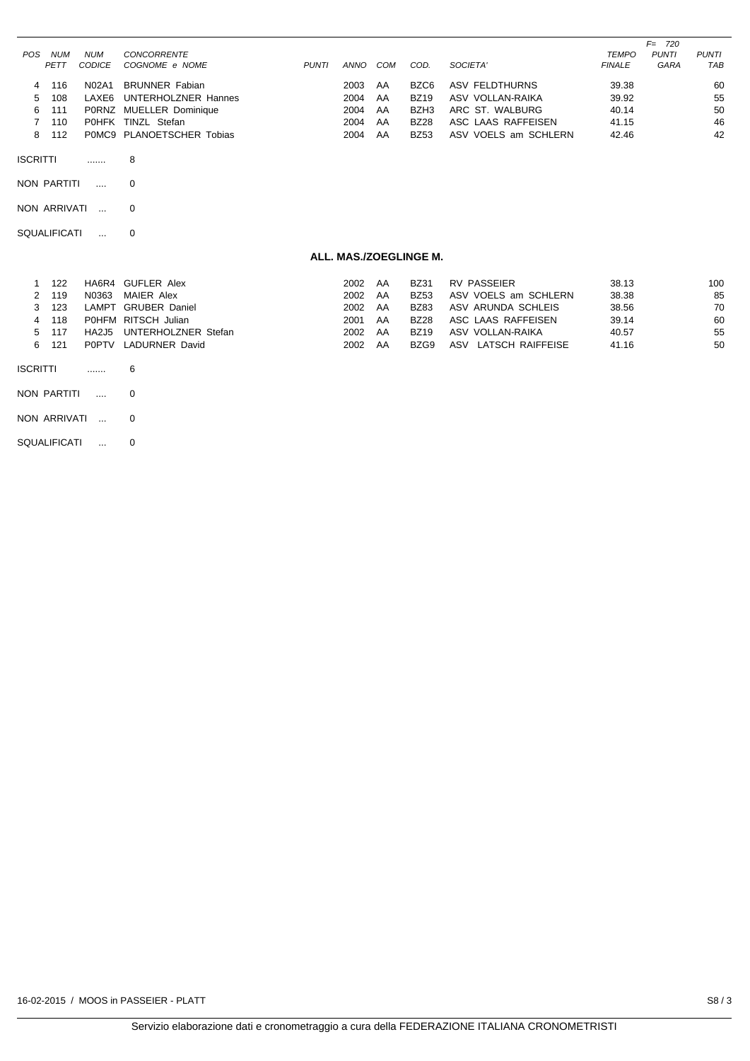| POS | NUM PETT | NUM CODICE | CONCORRENTE COGNOME e NOME | PUNTI | ANNO | COM | COD. | SOCIETA' | TEMPO FINALE | F= 720 PUNTI GARA | PUNTI TAB |
|---|---|---|---|---|---|---|---|---|---|---|---|
| 4 | 116 | N02A1 | BRUNNER Fabian | | 2003 | AA | BZC6 | ASV FELDTHURNS | 39.38 | | 60 |
| 5 | 108 | LAXE6 | UNTERHOLZNER Hannes | | 2004 | AA | BZ19 | ASV VOLLAN-RAIKA | 39.92 | | 55 |
| 6 | 111 | P0RNZ | MUELLER Dominique | | 2004 | AA | BZH3 | ARC ST. WALBURG | 40.14 | | 50 |
| 7 | 110 | P0HFK | TINZL Stefan | | 2004 | AA | BZ28 | ASC LAAS RAFFEISEN | 41.15 | | 46 |
| 8 | 112 | P0MC9 | PLANOETSCHER Tobias | | 2004 | AA | BZ53 | ASV VOELS am SCHLERN | 42.46 | | 42 |

ISCRITTI ....... 8

NON PARTITI .... 0

NON ARRIVATI ... 0

SQUALIFICATI ... 0

## ALL. MAS./ZOEGLINGE M.

| POS | NUM PETT | NUM CODICE | CONCORRENTE COGNOME e NOME | PUNTI | ANNO | COM | COD. | SOCIETA' | TEMPO FINALE | F= 720 PUNTI GARA | PUNTI TAB |
|---|---|---|---|---|---|---|---|---|---|---|---|
| 1 | 122 | HA6R4 | GUFLER Alex | | 2002 | AA | BZ31 | RV PASSEIER | 38.13 | | 100 |
| 2 | 119 | N0363 | MAIER Alex | | 2002 | AA | BZ53 | ASV VOELS am SCHLERN | 38.38 | | 85 |
| 3 | 123 | LAMPT | GRUBER Daniel | | 2002 | AA | BZ83 | ASV ARUNDA SCHLEIS | 38.56 | | 70 |
| 4 | 118 | P0HFM | RITSCH Julian | | 2001 | AA | BZ28 | ASC LAAS RAFFEISEN | 39.14 | | 60 |
| 5 | 117 | HA2J5 | UNTERHOLZNER Stefan | | 2002 | AA | BZ19 | ASV VOLLAN-RAIKA | 40.57 | | 55 |
| 6 | 121 | P0PTV | LADURNER David | | 2002 | AA | BZG9 | ASV LATSCH RAIFFEISE | 41.16 | | 50 |

ISCRITTI ....... 6

NON PARTITI .... 0

NON ARRIVATI ... 0

SQUALIFICATI ... 0

16-02-2015 / MOOS in PASSEIER - PLATT

Servizio elaborazione dati e cronometraggio a cura della FEDERAZIONE ITALIANA CRONOMETRISTI